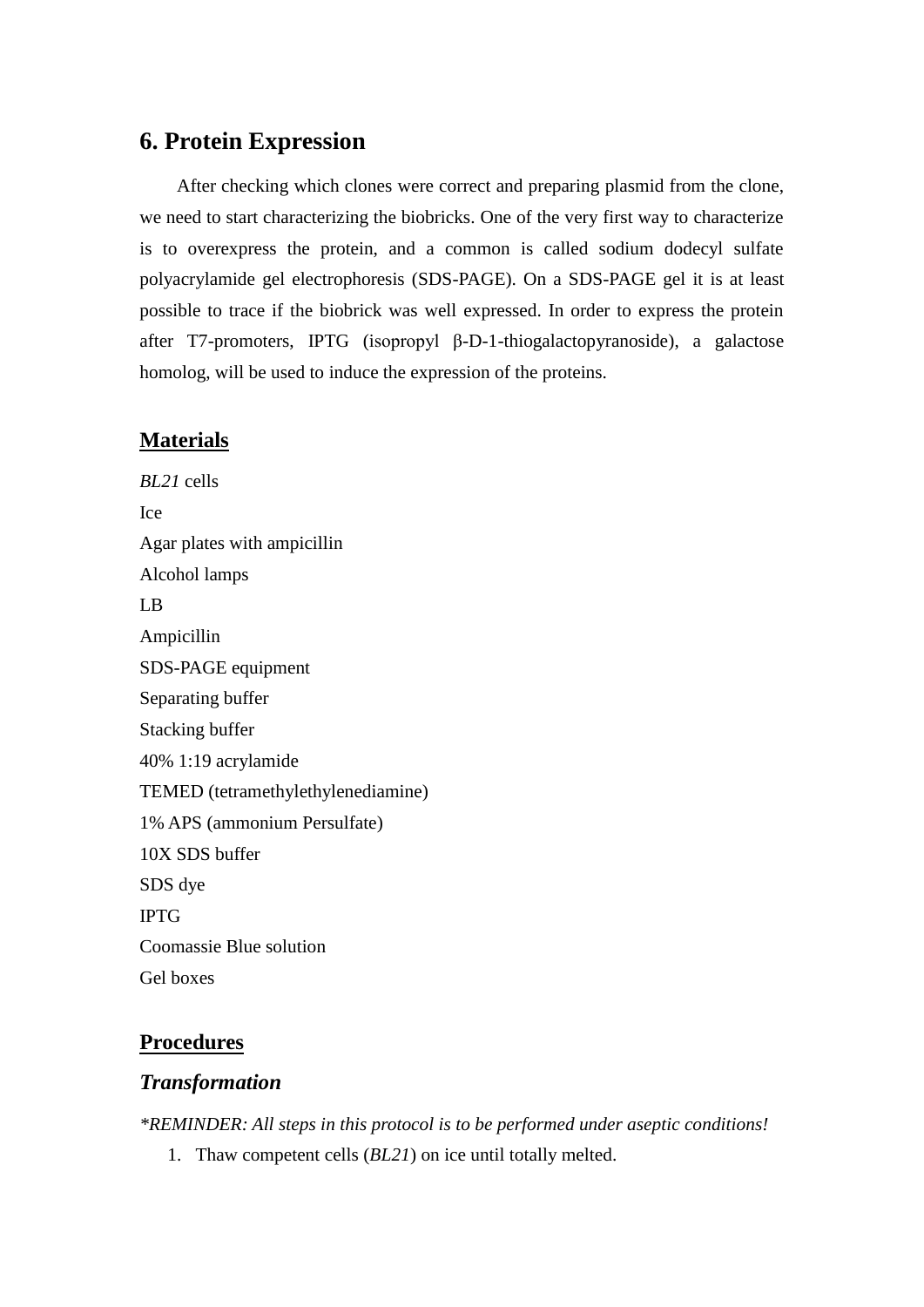## 6. Protein Expression

After checking which clones were correct and preparing plasmid from the clone, we need to start characterizing the biobricks. One of the very first way to characterize is to overexpress the protein, and a common is called sodium dodecyl sulfate polyacrylamide gel electrophoresis (SDS-PAGE). On a SDS-PAGE gel it is at least possible to trace if the biobrick was well expressed. In order to express the protein after T7-promoters, IPTG (isopropyl β-D-1-thiogalactopyranoside), a galactose homolog, will be used to induce the expression of the proteins.

### Materials

*BL21* cells
Ice
Agar plates with ampicillin
Alcohol lamps
LB
Ampicillin
SDS-PAGE equipment
Separating buffer
Stacking buffer
40% 1:19 acrylamide
TEMED (tetramethylethylenediamine)
1% APS (ammonium Persulfate)
10X SDS buffer
SDS dye
IPTG
Coomassie Blue solution
Gel boxes

### Procedures

#### *Transformation*

*\*REMINDER: All steps in this protocol is to be performed under aseptic conditions!*

1. Thaw competent cells (*BL21*) on ice until totally melted.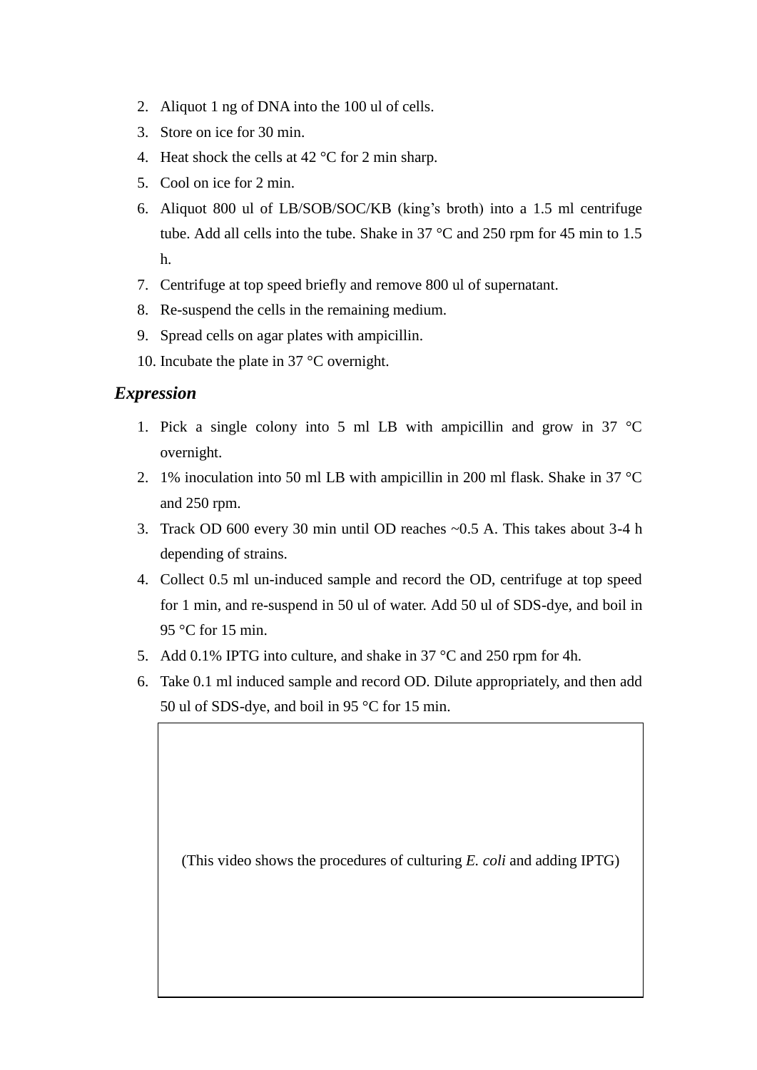2. Aliquot 1 ng of DNA into the 100 ul of cells.
3. Store on ice for 30 min.
4. Heat shock the cells at 42 °C for 2 min sharp.
5. Cool on ice for 2 min.
6. Aliquot 800 ul of LB/SOB/SOC/KB (king's broth) into a 1.5 ml centrifuge tube. Add all cells into the tube. Shake in 37 °C and 250 rpm for 45 min to 1.5 h.
7. Centrifuge at top speed briefly and remove 800 ul of supernatant.
8. Re-suspend the cells in the remaining medium.
9. Spread cells on agar plates with ampicillin.
10. Incubate the plate in 37 °C overnight.

### *Expression*

1. Pick a single colony into 5 ml LB with ampicillin and grow in 37 °C overnight.
2. 1% inoculation into 50 ml LB with ampicillin in 200 ml flask. Shake in 37 °C and 250 rpm.
3. Track OD 600 every 30 min until OD reaches ~0.5 A. This takes about 3-4 h depending of strains.
4. Collect 0.5 ml un-induced sample and record the OD, centrifuge at top speed for 1 min, and re-suspend in 50 ul of water. Add 50 ul of SDS-dye, and boil in 95 °C for 15 min.
5. Add 0.1% IPTG into culture, and shake in 37 °C and 250 rpm for 4h.
6. Take 0.1 ml induced sample and record OD. Dilute appropriately, and then add 50 ul of SDS-dye, and boil in 95 °C for 15 min.

(This video shows the procedures of culturing *E. coli* and adding IPTG)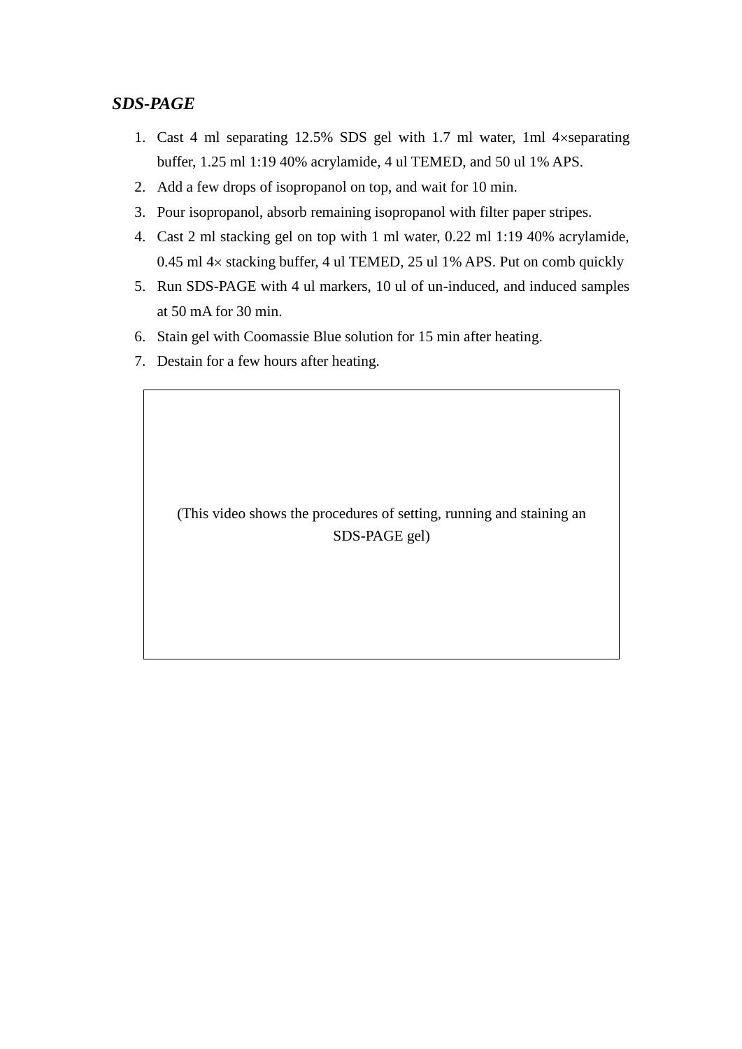### *SDS-PAGE*

1. Cast 4 ml separating 12.5% SDS gel with 1.7 ml water, 1ml 4×separating buffer, 1.25 ml 1:19 40% acrylamide, 4 ul TEMED, and 50 ul 1% APS.
2. Add a few drops of isopropanol on top, and wait for 10 min.
3. Pour isopropanol, absorb remaining isopropanol with filter paper stripes.
4. Cast 2 ml stacking gel on top with 1 ml water, 0.22 ml 1:19 40% acrylamide, 0.45 ml 4× stacking buffer, 4 ul TEMED, 25 ul 1% APS. Put on comb quickly
5. Run SDS-PAGE with 4 ul markers, 10 ul of un-induced, and induced samples at 50 mA for 30 min.
6. Stain gel with Coomassie Blue solution for 15 min after heating.
7. Destain for a few hours after heating.

(This video shows the procedures of setting, running and staining an SDS-PAGE gel)